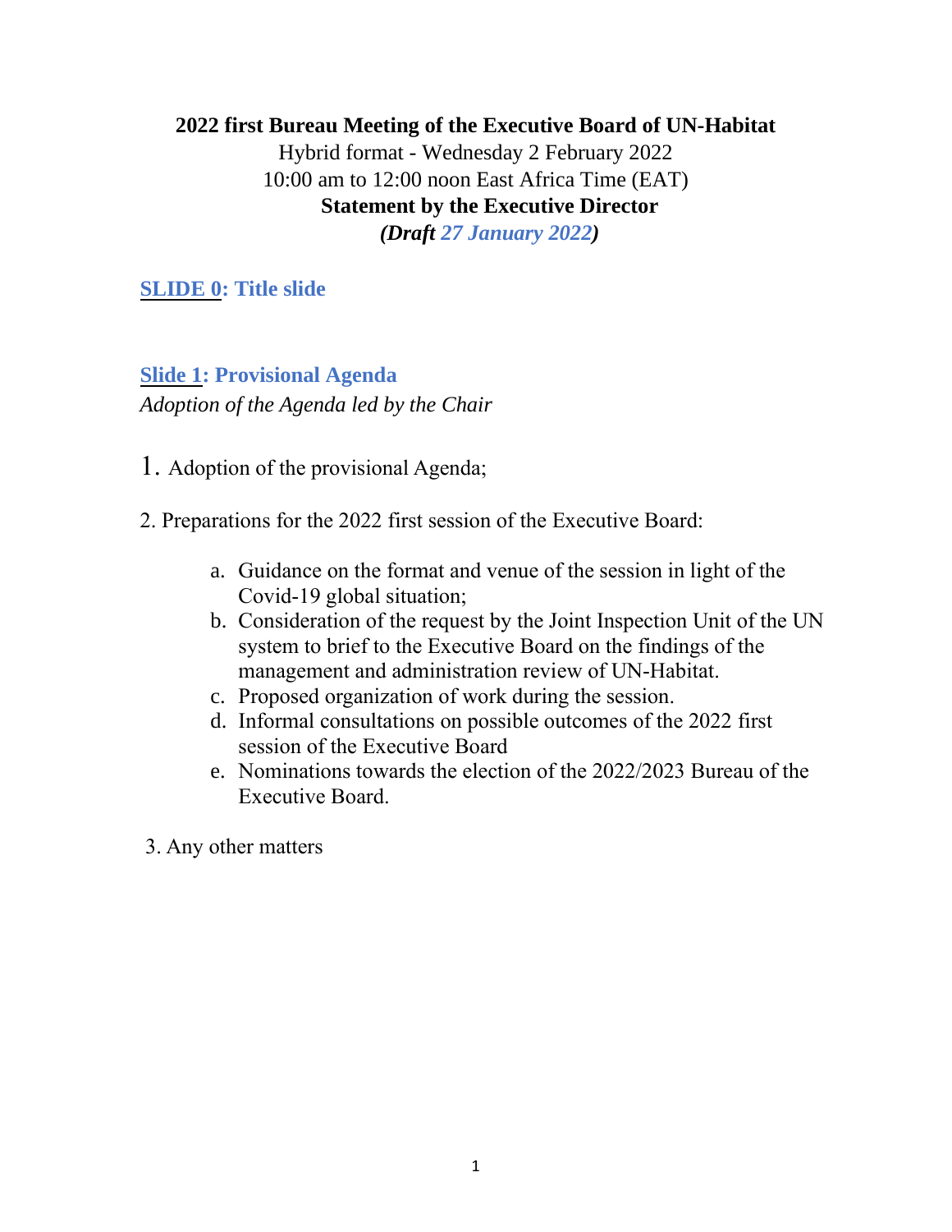**2022 first Bureau Meeting of the Executive Board of UN-Habitat**

Hybrid format - Wednesday 2 February 2022

10:00 am to 12:00 noon East Africa Time (EAT)

**Statement by the Executive Director**

***(Draft 27 January 2022)***

## SLIDE 0: Title slide

## Slide 1: Provisional Agenda

*Adoption of the Agenda led by the Chair*

1. Adoption of the provisional Agenda;

2. Preparations for the 2022 first session of the Executive Board:

    a. Guidance on the format and venue of the session in light of the Covid-19 global situation;
    b. Consideration of the request by the Joint Inspection Unit of the UN system to brief to the Executive Board on the findings of the management and administration review of UN-Habitat.
    c. Proposed organization of work during the session.
    d. Informal consultations on possible outcomes of the 2022 first session of the Executive Board
    e. Nominations towards the election of the 2022/2023 Bureau of the Executive Board.

3. Any other matters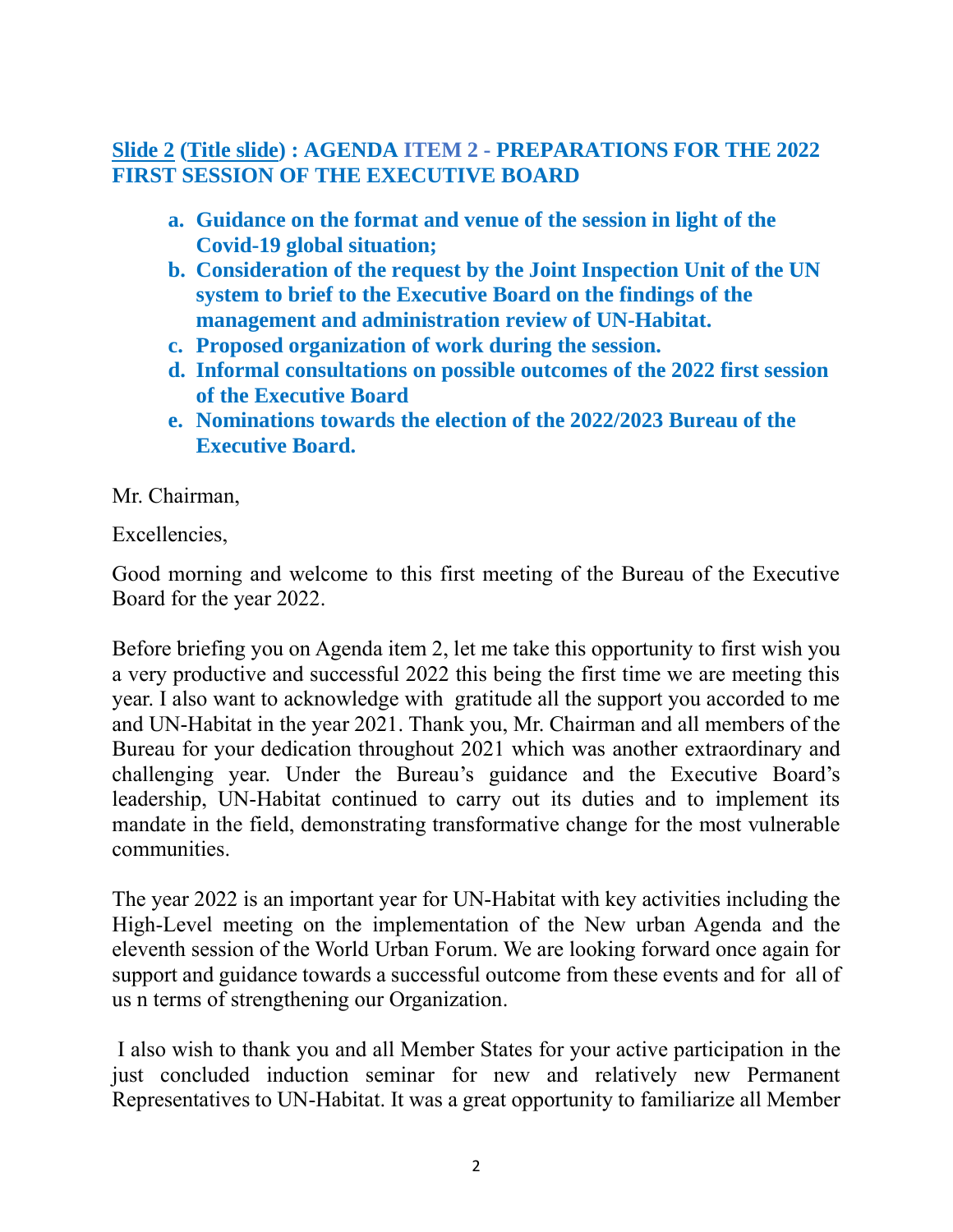## Slide 2 (Title slide) : AGENDA ITEM 2 - PREPARATIONS FOR THE 2022 FIRST SESSION OF THE EXECUTIVE BOARD

a. **Guidance on the format and venue of the session in light of the Covid-19 global situation;**
b. **Consideration of the request by the Joint Inspection Unit of the UN system to brief to the Executive Board on the findings of the management and administration review of UN-Habitat.**
c. **Proposed organization of work during the session.**
d. **Informal consultations on possible outcomes of the 2022 first session of the Executive Board**
e. **Nominations towards the election of the 2022/2023 Bureau of the Executive Board.**

Mr. Chairman,

Excellencies,

Good morning and welcome to this first meeting of the Bureau of the Executive Board for the year 2022.

Before briefing you on Agenda item 2, let me take this opportunity to first wish you a very productive and successful 2022 this being the first time we are meeting this year. I also want to acknowledge with gratitude all the support you accorded to me and UN-Habitat in the year 2021. Thank you, Mr. Chairman and all members of the Bureau for your dedication throughout 2021 which was another extraordinary and challenging year. Under the Bureau's guidance and the Executive Board's leadership, UN-Habitat continued to carry out its duties and to implement its mandate in the field, demonstrating transformative change for the most vulnerable communities.

The year 2022 is an important year for UN-Habitat with key activities including the High-Level meeting on the implementation of the New urban Agenda and the eleventh session of the World Urban Forum. We are looking forward once again for support and guidance towards a successful outcome from these events and for all of us n terms of strengthening our Organization.

I also wish to thank you and all Member States for your active participation in the just concluded induction seminar for new and relatively new Permanent Representatives to UN-Habitat. It was a great opportunity to familiarize all Member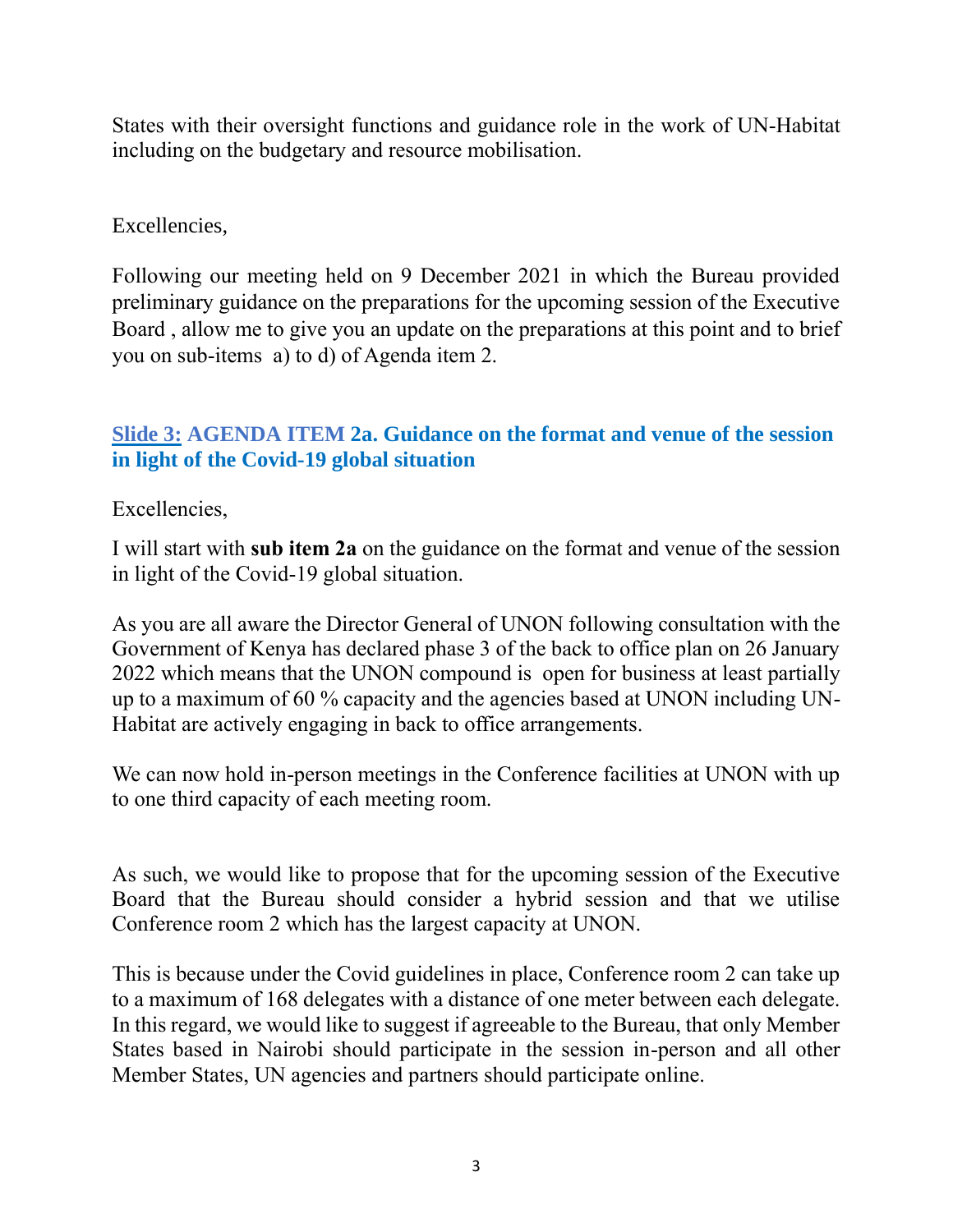States with their oversight functions and guidance role in the work of UN-Habitat including on the budgetary and resource mobilisation.

Excellencies,

Following our meeting held on 9 December 2021 in which the Bureau provided preliminary guidance on the preparations for the upcoming session of the Executive Board , allow me to give you an update on the preparations at this point and to brief you on sub-items a) to d) of Agenda item 2.

### Slide 3: AGENDA ITEM 2a. Guidance on the format and venue of the session in light of the Covid-19 global situation

Excellencies,

I will start with **sub item 2a** on the guidance on the format and venue of the session in light of the Covid-19 global situation.

As you are all aware the Director General of UNON following consultation with the Government of Kenya has declared phase 3 of the back to office plan on 26 January 2022 which means that the UNON compound is open for business at least partially up to a maximum of 60 % capacity and the agencies based at UNON including UN-Habitat are actively engaging in back to office arrangements.

We can now hold in-person meetings in the Conference facilities at UNON with up to one third capacity of each meeting room.

As such, we would like to propose that for the upcoming session of the Executive Board that the Bureau should consider a hybrid session and that we utilise Conference room 2 which has the largest capacity at UNON.

This is because under the Covid guidelines in place, Conference room 2 can take up to a maximum of 168 delegates with a distance of one meter between each delegate. In this regard, we would like to suggest if agreeable to the Bureau, that only Member States based in Nairobi should participate in the session in-person and all other Member States, UN agencies and partners should participate online.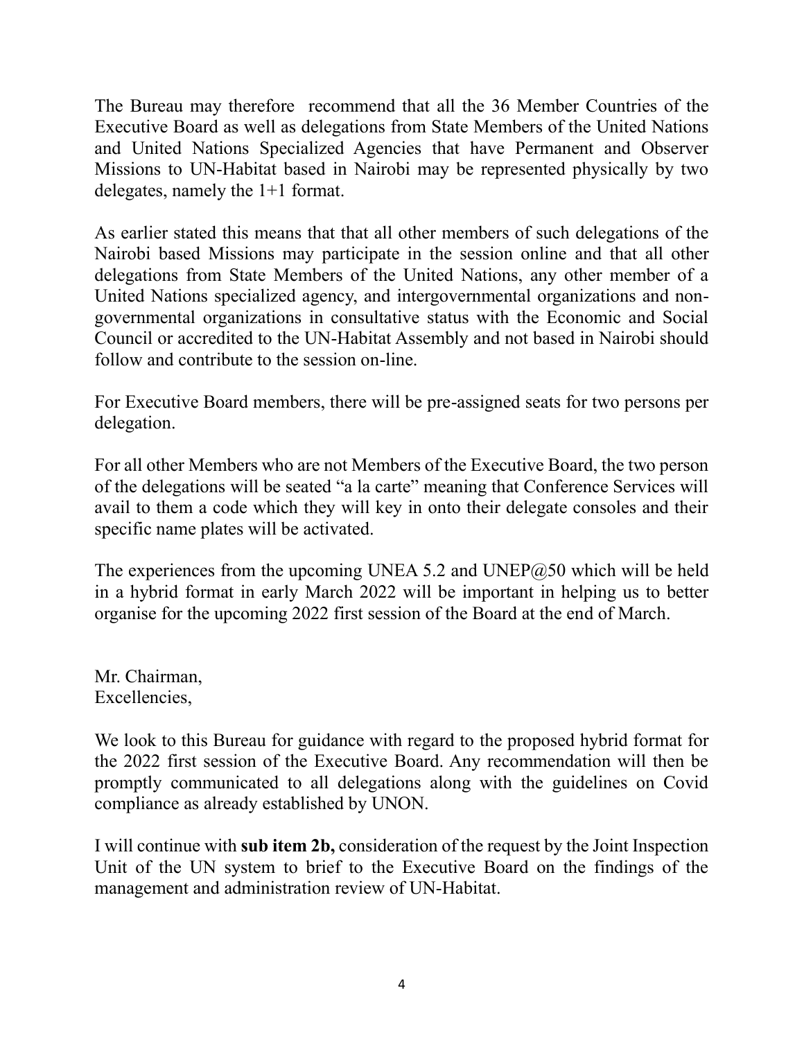The Bureau may therefore recommend that all the 36 Member Countries of the Executive Board as well as delegations from State Members of the United Nations and United Nations Specialized Agencies that have Permanent and Observer Missions to UN-Habitat based in Nairobi may be represented physically by two delegates, namely the 1+1 format.

As earlier stated this means that that all other members of such delegations of the Nairobi based Missions may participate in the session online and that all other delegations from State Members of the United Nations, any other member of a United Nations specialized agency, and intergovernmental organizations and non-governmental organizations in consultative status with the Economic and Social Council or accredited to the UN-Habitat Assembly and not based in Nairobi should follow and contribute to the session on-line.

For Executive Board members, there will be pre-assigned seats for two persons per delegation.

For all other Members who are not Members of the Executive Board, the two person of the delegations will be seated "a la carte" meaning that Conference Services will avail to them a code which they will key in onto their delegate consoles and their specific name plates will be activated.

The experiences from the upcoming UNEA 5.2 and UNEP@50 which will be held in a hybrid format in early March 2022 will be important in helping us to better organise for the upcoming 2022 first session of the Board at the end of March.

Mr. Chairman,
Excellencies,

We look to this Bureau for guidance with regard to the proposed hybrid format for the 2022 first session of the Executive Board. Any recommendation will then be promptly communicated to all delegations along with the guidelines on Covid compliance as already established by UNON.

I will continue with **sub item 2b,** consideration of the request by the Joint Inspection Unit of the UN system to brief to the Executive Board on the findings of the management and administration review of UN-Habitat.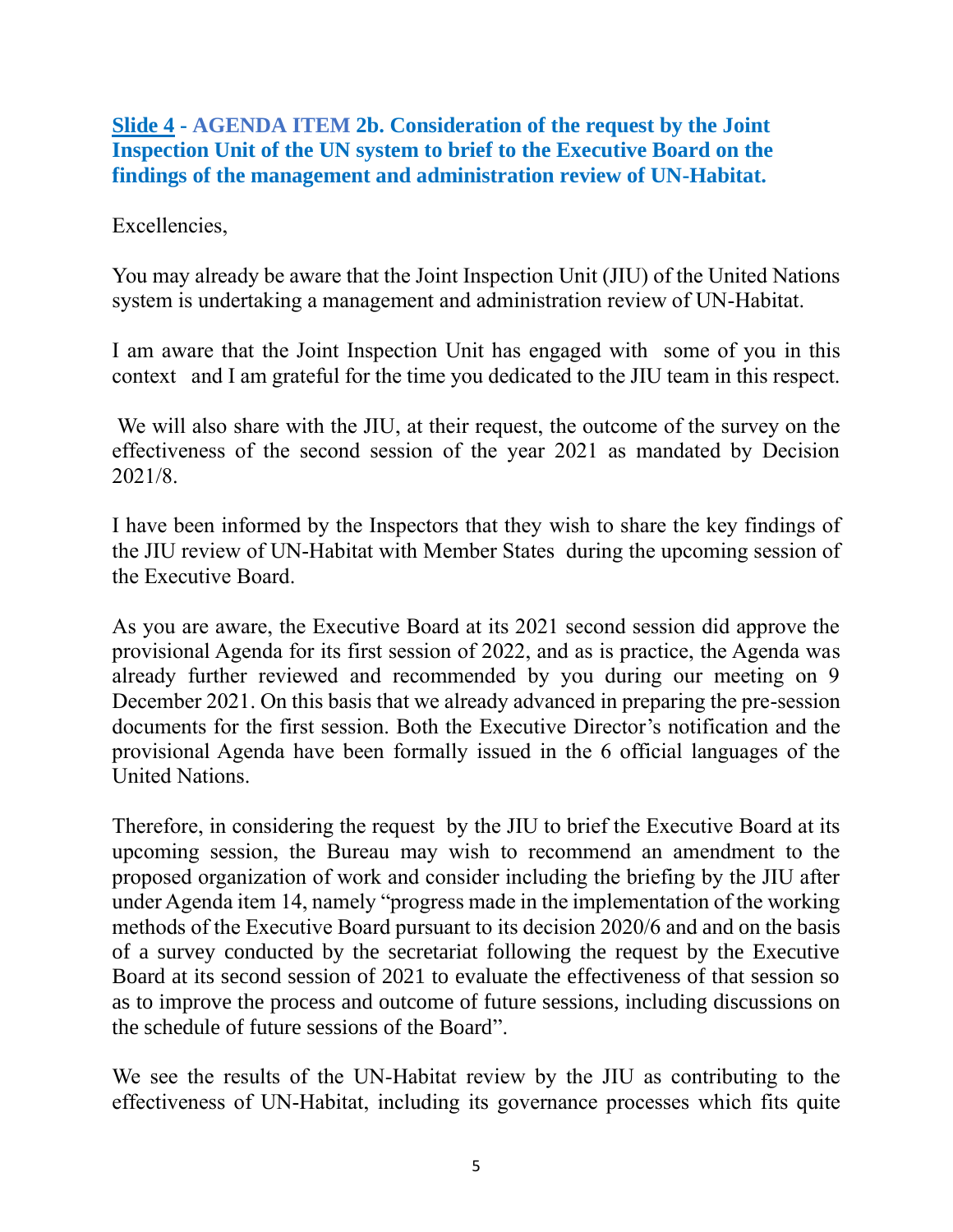**Slide 4 - AGENDA ITEM 2b. Consideration of the request by the Joint Inspection Unit of the UN system to brief to the Executive Board on the findings of the management and administration review of UN-Habitat.**

Excellencies,

You may already be aware that the Joint Inspection Unit (JIU) of the United Nations system is undertaking a management and administration review of UN-Habitat.

I am aware that the Joint Inspection Unit has engaged with some of you in this context and I am grateful for the time you dedicated to the JIU team in this respect.

We will also share with the JIU, at their request, the outcome of the survey on the effectiveness of the second session of the year 2021 as mandated by Decision 2021/8.

I have been informed by the Inspectors that they wish to share the key findings of the JIU review of UN-Habitat with Member States during the upcoming session of the Executive Board.

As you are aware, the Executive Board at its 2021 second session did approve the provisional Agenda for its first session of 2022, and as is practice, the Agenda was already further reviewed and recommended by you during our meeting on 9 December 2021. On this basis that we already advanced in preparing the pre-session documents for the first session. Both the Executive Director's notification and the provisional Agenda have been formally issued in the 6 official languages of the United Nations.

Therefore, in considering the request by the JIU to brief the Executive Board at its upcoming session, the Bureau may wish to recommend an amendment to the proposed organization of work and consider including the briefing by the JIU after under Agenda item 14, namely "progress made in the implementation of the working methods of the Executive Board pursuant to its decision 2020/6 and and on the basis of a survey conducted by the secretariat following the request by the Executive Board at its second session of 2021 to evaluate the effectiveness of that session so as to improve the process and outcome of future sessions, including discussions on the schedule of future sessions of the Board".

We see the results of the UN-Habitat review by the JIU as contributing to the effectiveness of UN-Habitat, including its governance processes which fits quite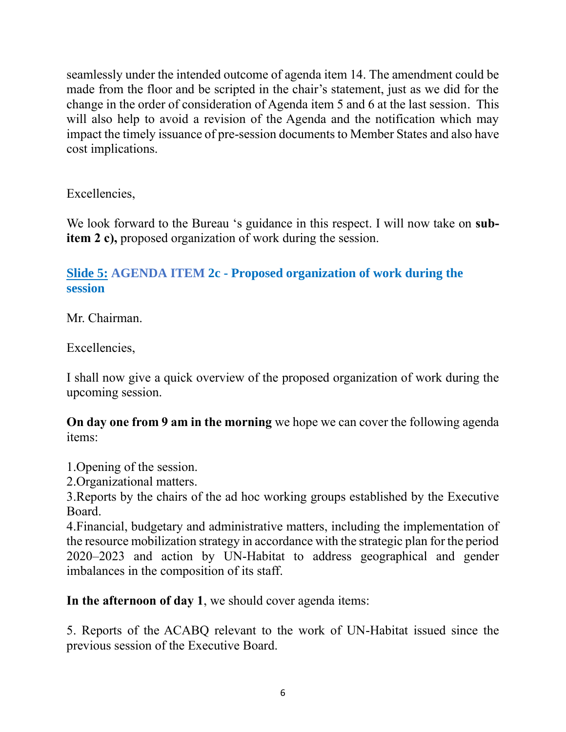seamlessly under the intended outcome of agenda item 14. The amendment could be made from the floor and be scripted in the chair's statement, just as we did for the change in the order of consideration of Agenda item 5 and 6 at the last session. This will also help to avoid a revision of the Agenda and the notification which may impact the timely issuance of pre-session documents to Member States and also have cost implications.

Excellencies,

We look forward to the Bureau 's guidance in this respect. I will now take on **sub-item 2 c),** proposed organization of work during the session.

### Slide 5: AGENDA ITEM 2c - Proposed organization of work during the session

Mr. Chairman.

Excellencies,

I shall now give a quick overview of the proposed organization of work during the upcoming session.

**On day one from 9 am in the morning** we hope we can cover the following agenda items:

1.Opening of the session.
2.Organizational matters.
3.Reports by the chairs of the ad hoc working groups established by the Executive Board.
4.Financial, budgetary and administrative matters, including the implementation of the resource mobilization strategy in accordance with the strategic plan for the period 2020–2023 and action by UN-Habitat to address geographical and gender imbalances in the composition of its staff.

**In the afternoon of day 1**, we should cover agenda items:

5. Reports of the ACABQ relevant to the work of UN-Habitat issued since the previous session of the Executive Board.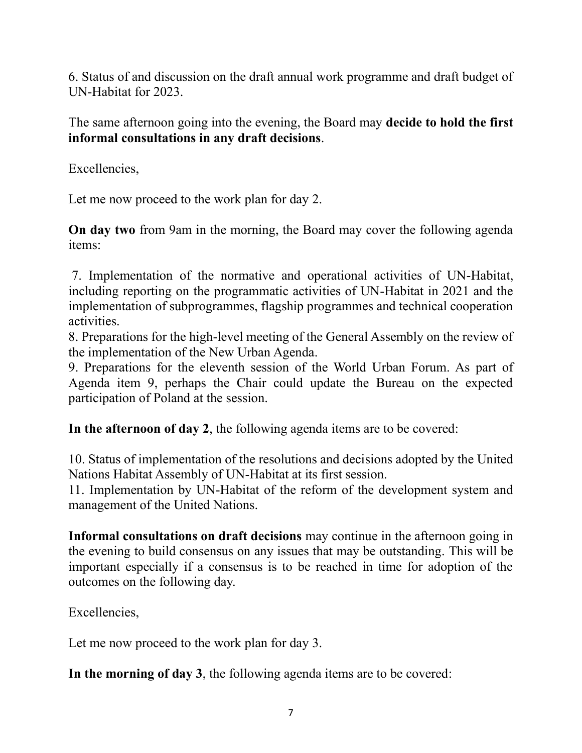6. Status of and discussion on the draft annual work programme and draft budget of UN-Habitat for 2023.

The same afternoon going into the evening, the Board may **decide to hold the first informal consultations in any draft decisions**.

Excellencies,

Let me now proceed to the work plan for day 2.

**On day two** from 9am in the morning, the Board may cover the following agenda items:

7. Implementation of the normative and operational activities of UN-Habitat, including reporting on the programmatic activities of UN-Habitat in 2021 and the implementation of subprogrammes, flagship programmes and technical cooperation activities.
8. Preparations for the high-level meeting of the General Assembly on the review of the implementation of the New Urban Agenda.
9. Preparations for the eleventh session of the World Urban Forum. As part of Agenda item 9, perhaps the Chair could update the Bureau on the expected participation of Poland at the session.

**In the afternoon of day 2**, the following agenda items are to be covered:

10. Status of implementation of the resolutions and decisions adopted by the United Nations Habitat Assembly of UN-Habitat at its first session.
11. Implementation by UN-Habitat of the reform of the development system and management of the United Nations.

**Informal consultations on draft decisions** may continue in the afternoon going in the evening to build consensus on any issues that may be outstanding. This will be important especially if a consensus is to be reached in time for adoption of the outcomes on the following day.

Excellencies,

Let me now proceed to the work plan for day 3.

**In the morning of day 3**, the following agenda items are to be covered: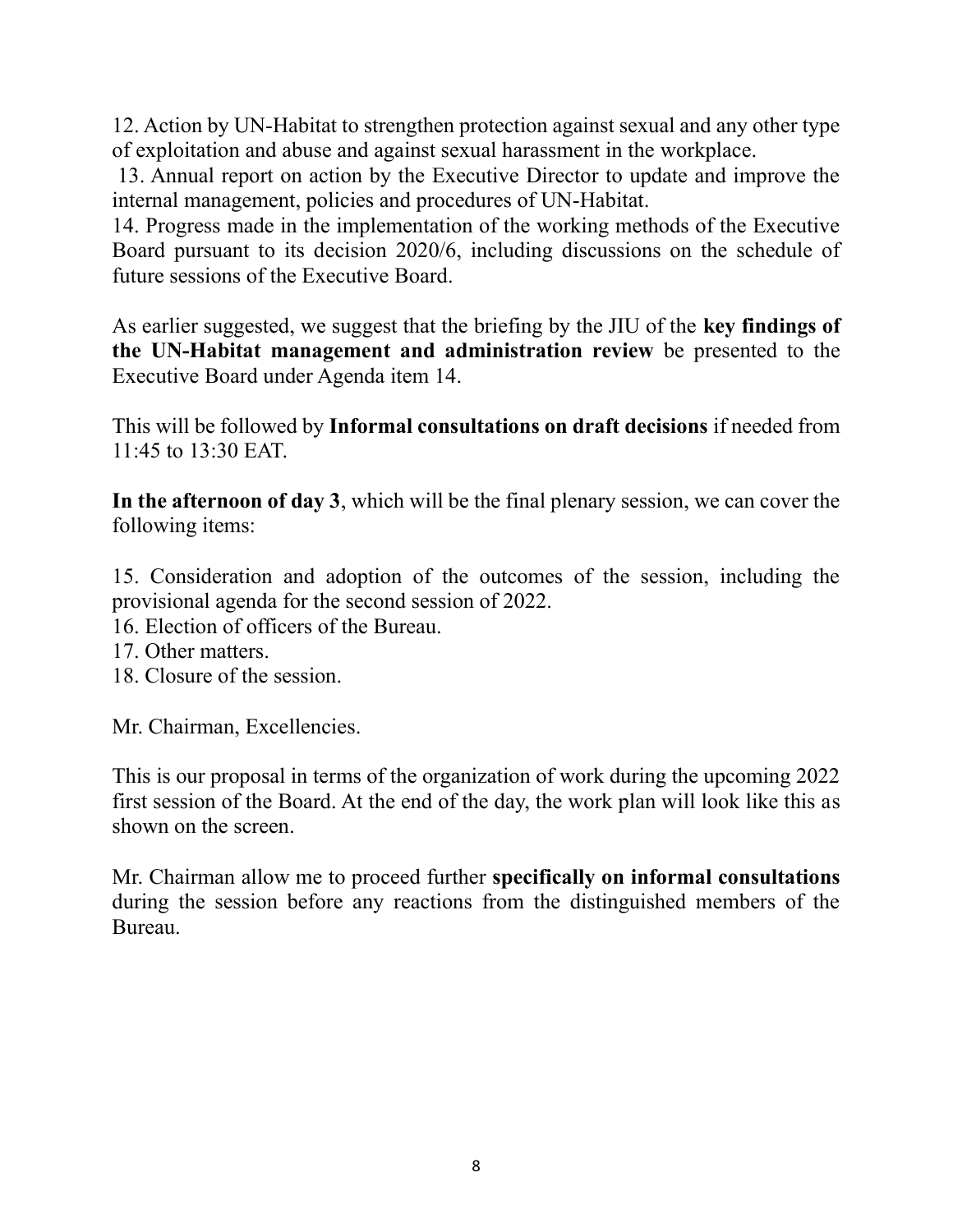12. Action by UN-Habitat to strengthen protection against sexual and any other type of exploitation and abuse and against sexual harassment in the workplace.
13. Annual report on action by the Executive Director to update and improve the internal management, policies and procedures of UN-Habitat.
14. Progress made in the implementation of the working methods of the Executive Board pursuant to its decision 2020/6, including discussions on the schedule of future sessions of the Executive Board.

As earlier suggested, we suggest that the briefing by the JIU of the **key findings of the UN-Habitat management and administration review** be presented to the Executive Board under Agenda item 14.

This will be followed by **Informal consultations on draft decisions** if needed from 11:45 to 13:30 EAT.

**In the afternoon of day 3**, which will be the final plenary session, we can cover the following items:

15. Consideration and adoption of the outcomes of the session, including the provisional agenda for the second session of 2022.
16. Election of officers of the Bureau.
17. Other matters.
18. Closure of the session.

Mr. Chairman, Excellencies.

This is our proposal in terms of the organization of work during the upcoming 2022 first session of the Board. At the end of the day, the work plan will look like this as shown on the screen.

Mr. Chairman allow me to proceed further **specifically on informal consultations** during the session before any reactions from the distinguished members of the Bureau.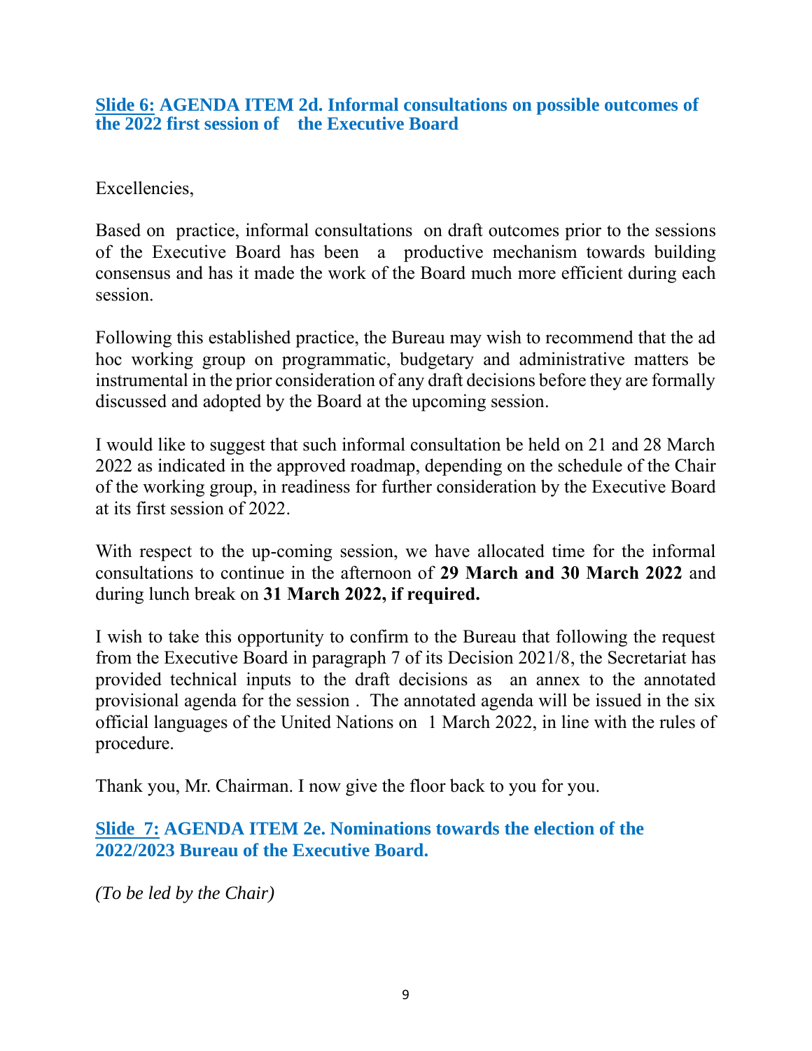**Slide 6: AGENDA ITEM 2d. Informal consultations on possible outcomes of the 2022 first session of the Executive Board**

Excellencies,

Based on practice, informal consultations on draft outcomes prior to the sessions of the Executive Board has been a productive mechanism towards building consensus and has it made the work of the Board much more efficient during each session.

Following this established practice, the Bureau may wish to recommend that the ad hoc working group on programmatic, budgetary and administrative matters be instrumental in the prior consideration of any draft decisions before they are formally discussed and adopted by the Board at the upcoming session.

I would like to suggest that such informal consultation be held on 21 and 28 March 2022 as indicated in the approved roadmap, depending on the schedule of the Chair of the working group, in readiness for further consideration by the Executive Board at its first session of 2022.

With respect to the up-coming session, we have allocated time for the informal consultations to continue in the afternoon of **29 March and 30 March 2022** and during lunch break on **31 March 2022, if required.**

I wish to take this opportunity to confirm to the Bureau that following the request from the Executive Board in paragraph 7 of its Decision 2021/8, the Secretariat has provided technical inputs to the draft decisions as an annex to the annotated provisional agenda for the session . The annotated agenda will be issued in the six official languages of the United Nations on 1 March 2022, in line with the rules of procedure.

Thank you, Mr. Chairman. I now give the floor back to you for you.

**Slide 7: AGENDA ITEM 2e. Nominations towards the election of the 2022/2023 Bureau of the Executive Board.**

*(To be led by the Chair)*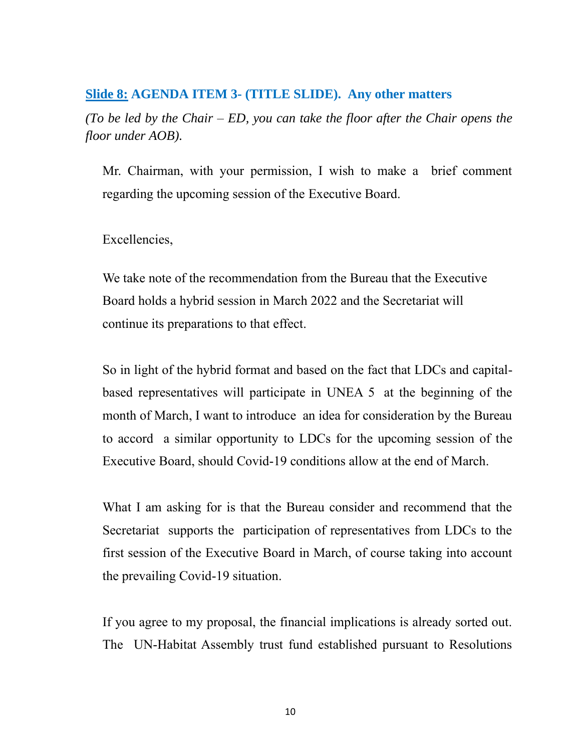**Slide 8: AGENDA ITEM 3- (TITLE SLIDE). Any other matters**

*(To be led by the Chair – ED, you can take the floor after the Chair opens the floor under AOB).*

Mr. Chairman, with your permission, I wish to make a brief comment regarding the upcoming session of the Executive Board.

Excellencies,

We take note of the recommendation from the Bureau that the Executive Board holds a hybrid session in March 2022 and the Secretariat will continue its preparations to that effect.

So in light of the hybrid format and based on the fact that LDCs and capital-based representatives will participate in UNEA 5 at the beginning of the month of March, I want to introduce an idea for consideration by the Bureau to accord a similar opportunity to LDCs for the upcoming session of the Executive Board, should Covid-19 conditions allow at the end of March.

What I am asking for is that the Bureau consider and recommend that the Secretariat supports the participation of representatives from LDCs to the first session of the Executive Board in March, of course taking into account the prevailing Covid-19 situation.

If you agree to my proposal, the financial implications is already sorted out. The UN-Habitat Assembly trust fund established pursuant to Resolutions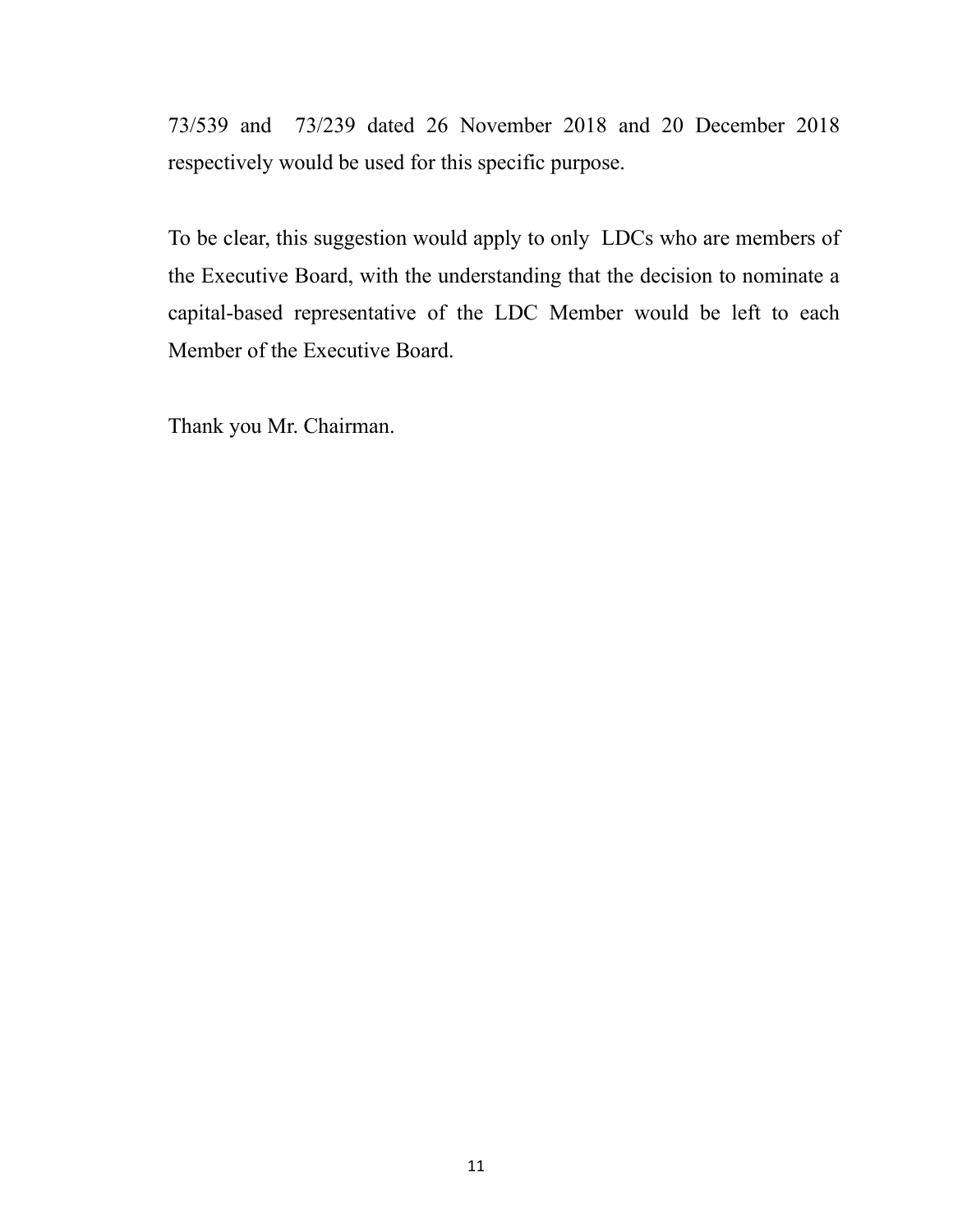73/539 and 73/239 dated 26 November 2018 and 20 December 2018 respectively would be used for this specific purpose.

To be clear, this suggestion would apply to only LDCs who are members of the Executive Board, with the understanding that the decision to nominate a capital-based representative of the LDC Member would be left to each Member of the Executive Board.

Thank you Mr. Chairman.